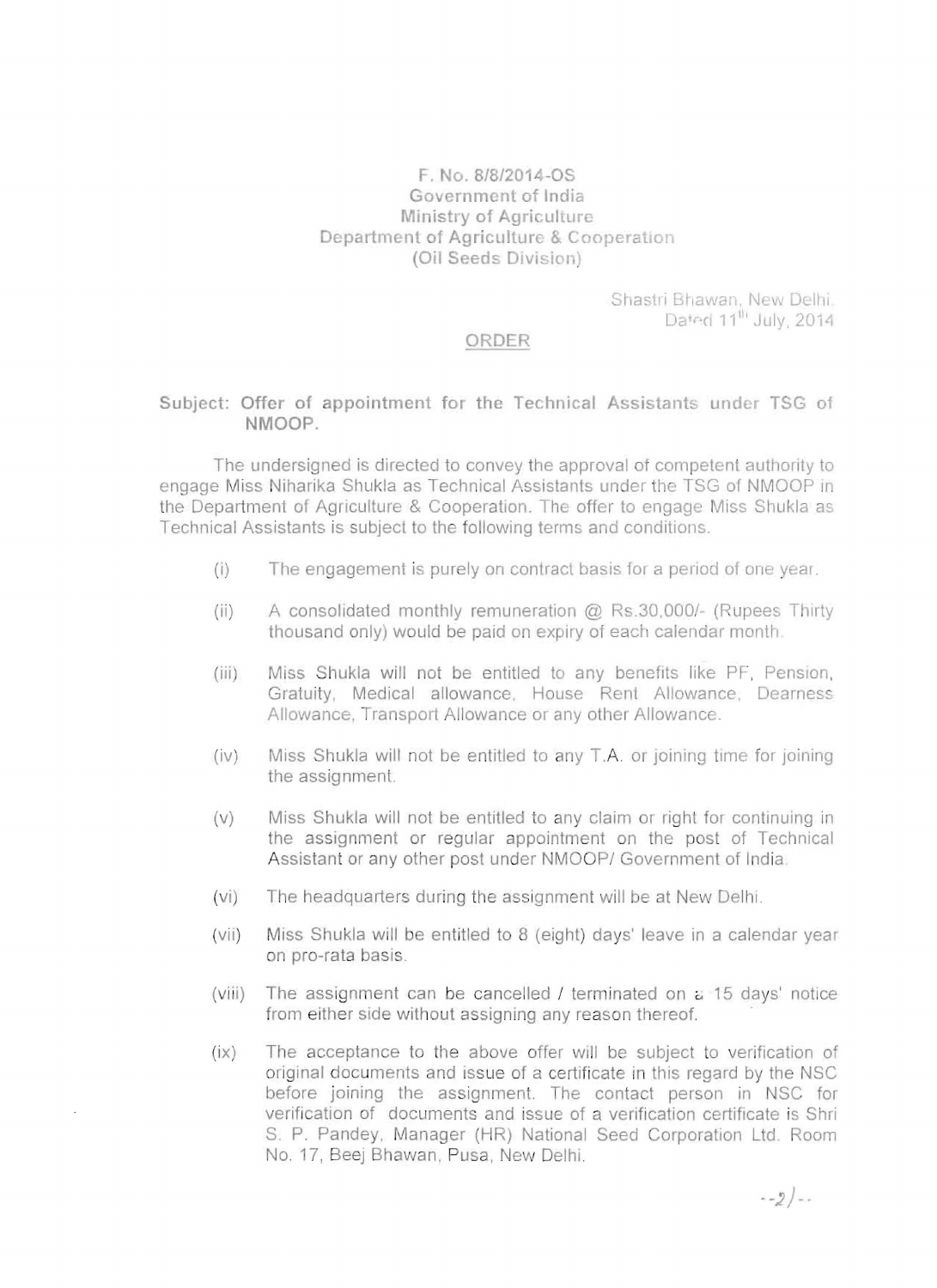F. No. 8/8/2014-OS
Government of India
Ministry of Agriculture
Department of Agriculture & Cooperation
(Oil Seeds Division)

Shastri Bhawan, New Delhi.
Dated 11th July, 2014

## ORDER

**Subject: Offer of appointment for the Technical Assistants under TSG of NMOOP.**

The undersigned is directed to convey the approval of competent authority to engage Miss Niharika Shukla as Technical Assistants under the TSG of NMOOP in the Department of Agriculture & Cooperation. The offer to engage Miss Shukla as Technical Assistants is subject to the following terms and conditions.

(i) The engagement is purely on contract basis for a period of one year.

(ii) A consolidated monthly remuneration @ Rs.30,000/- (Rupees Thirty thousand only) would be paid on expiry of each calendar month.

(iii) Miss Shukla will not be entitled to any benefits like PF, Pension, Gratuity, Medical allowance, House Rent Allowance, Dearness Allowance, Transport Allowance or any other Allowance.

(iv) Miss Shukla will not be entitled to any T.A. or joining time for joining the assignment.

(v) Miss Shukla will not be entitled to any claim or right for continuing in the assignment or regular appointment on the post of Technical Assistant or any other post under NMOOP/ Government of India.

(vi) The headquarters during the assignment will be at New Delhi.

(vii) Miss Shukla will be entitled to 8 (eight) days' leave in a calendar year on pro-rata basis.

(viii) The assignment can be cancelled / terminated on a 15 days' notice from either side without assigning any reason thereof.

(ix) The acceptance to the above offer will be subject to verification of original documents and issue of a certificate in this regard by the NSC before joining the assignment. The contact person in NSC for verification of documents and issue of a verification certificate is Shri S. P. Pandey, Manager (HR) National Seed Corporation Ltd. Room No. 17, Beej Bhawan, Pusa, New Delhi.

--2/--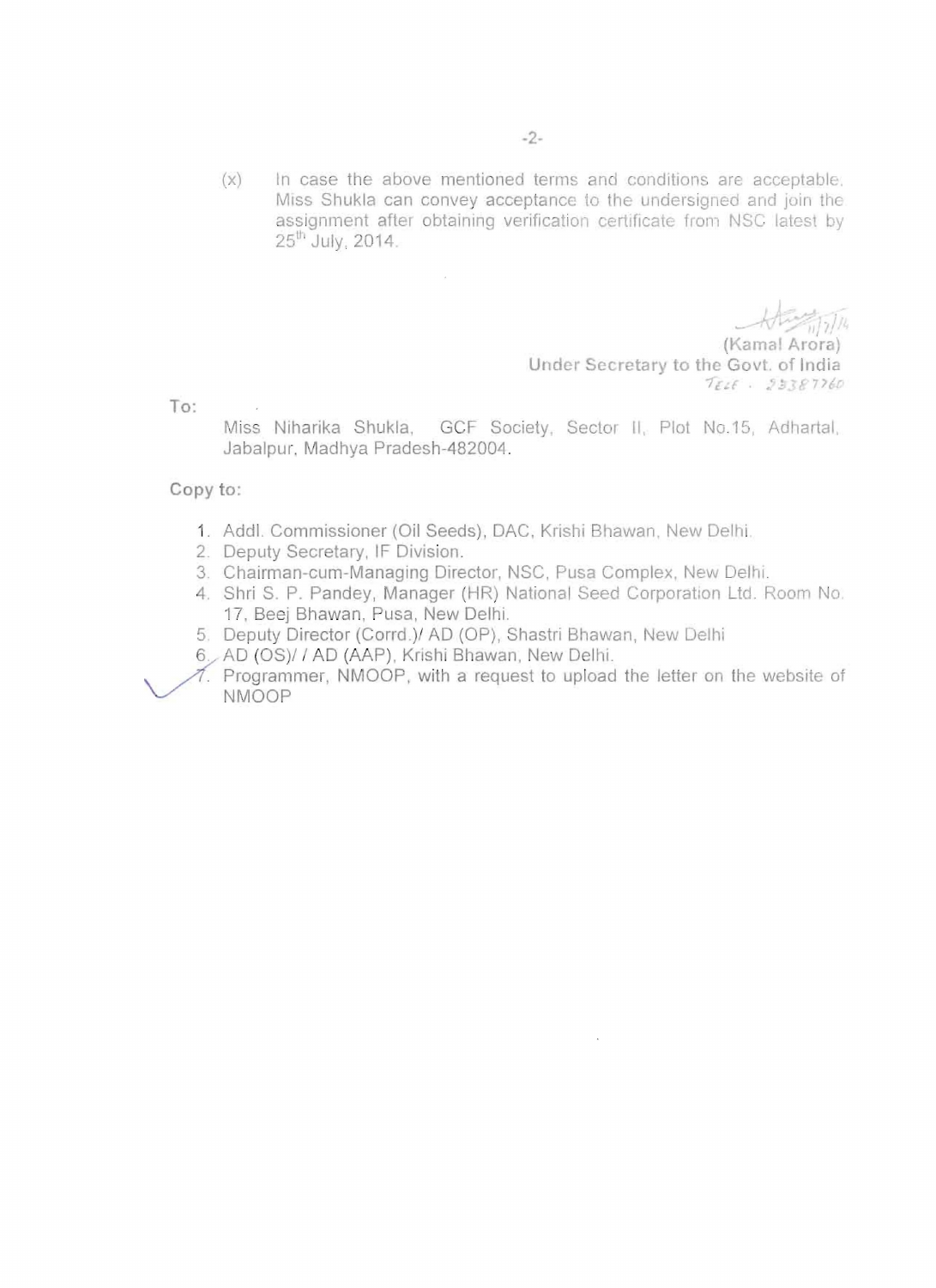(x) In case the above mentioned terms and conditions are acceptable, Miss Shukla can convey acceptance to the undersigned and join the assignment after obtaining verification certificate from NSC latest by 25th July, 2014.

(Kamal Arora)
Under Secretary to the Govt. of India
Tele. 23387760

To:

Miss Niharika Shukla, GCF Society, Sector II, Plot No.15, Adhartal, Jabalpur, Madhya Pradesh-482004.

Copy to:

1. Addl. Commissioner (Oil Seeds), DAC, Krishi Bhawan, New Delhi.
2. Deputy Secretary, IF Division.
3. Chairman-cum-Managing Director, NSC, Pusa Complex, New Delhi.
4. Shri S. P. Pandey, Manager (HR) National Seed Corporation Ltd. Room No. 17, Beej Bhawan, Pusa, New Delhi.
5. Deputy Director (Corrd.)/ AD (OP), Shastri Bhawan, New Delhi
6. AD (OS)/ / AD (AAP), Krishi Bhawan, New Delhi.
7. Programmer, NMOOP, with a request to upload the letter on the website of NMOOP